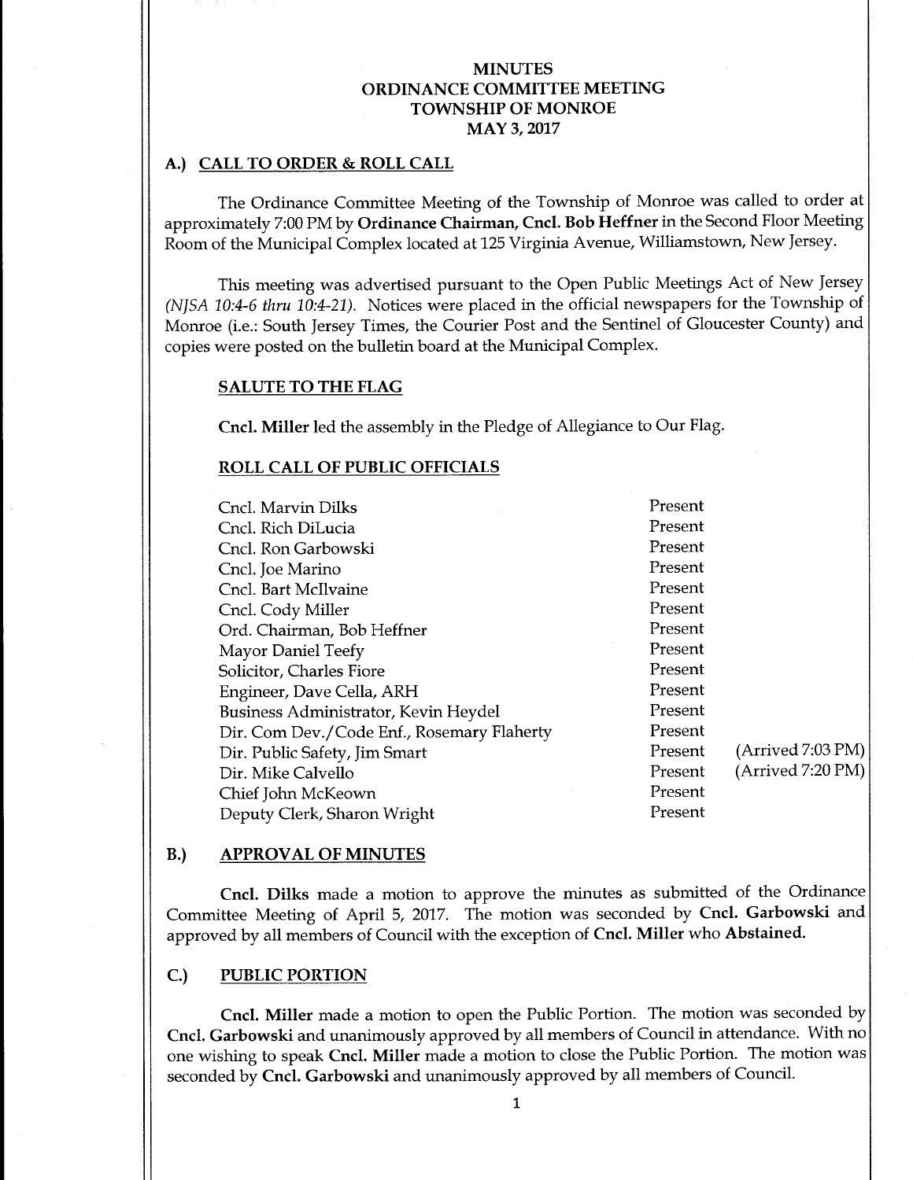# MINUTES
# ORDINANCE COMMITTEE MEETING
# TOWNSHIP OF MONROE
# MAY 3, 2017

## A.) CALL TO ORDER & ROLL CALL

The Ordinance Committee Meeting of the Township of Monroe was called to order at approximately 7:00 PM by **Ordinance Chairman, Cncl. Bob Heffner** in the Second Floor Meeting Room of the Municipal Complex located at 125 Virginia Avenue, Williamstown, New Jersey.

This meeting was advertised pursuant to the Open Public Meetings Act of New Jersey *(NJSA 10:4-6 thru 10:4-21)*. Notices were placed in the official newspapers for the Township of Monroe (i.e.: South Jersey Times, the Courier Post and the Sentinel of Gloucester County) and copies were posted on the bulletin board at the Municipal Complex.

### SALUTE TO THE FLAG

**Cncl. Miller** led the assembly in the Pledge of Allegiance to Our Flag.

### ROLL CALL OF PUBLIC OFFICIALS

| | | |
|---|---|---|
| Cncl. Marvin Dilks | Present | |
| Cncl. Rich DiLucia | Present | |
| Cncl. Ron Garbowski | Present | |
| Cncl. Joe Marino | Present | |
| Cncl. Bart McIlvaine | Present | |
| Cncl. Cody Miller | Present | |
| Ord. Chairman, Bob Heffner | Present | |
| Mayor Daniel Teefy | Present | |
| Solicitor, Charles Fiore | Present | |
| Engineer, Dave Cella, ARH | Present | |
| Business Administrator, Kevin Heydel | Present | |
| Dir. Com Dev./Code Enf., Rosemary Flaherty | Present | |
| Dir. Public Safety, Jim Smart | Present | (Arrived 7:03 PM) |
| Dir. Mike Calvello | Present | (Arrived 7:20 PM) |
| Chief John McKeown | Present | |
| Deputy Clerk, Sharon Wright | Present | |

## B.) APPROVAL OF MINUTES

**Cncl. Dilks** made a motion to approve the minutes as submitted of the Ordinance Committee Meeting of April 5, 2017. The motion was seconded by **Cncl. Garbowski** and approved by all members of Council with the exception of **Cncl. Miller** who **Abstained.**

## C.) PUBLIC PORTION

**Cncl. Miller** made a motion to open the Public Portion. The motion was seconded by **Cncl. Garbowski** and unanimously approved by all members of Council in attendance. With no one wishing to speak **Cncl. Miller** made a motion to close the Public Portion. The motion was seconded by **Cncl. Garbowski** and unanimously approved by all members of Council.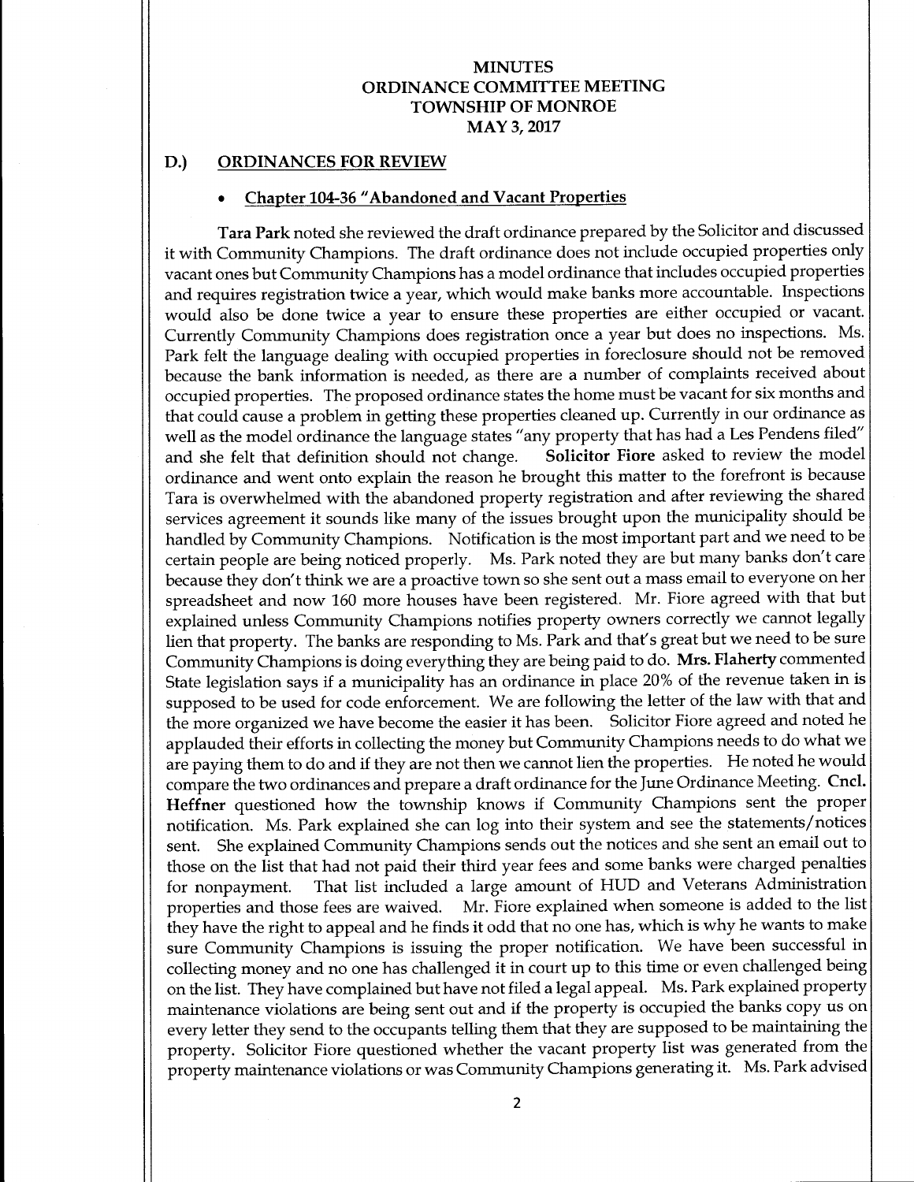# MINUTES
# ORDINANCE COMMITTEE MEETING
# TOWNSHIP OF MONROE
# MAY 3, 2017

## D.) ORDINANCES FOR REVIEW

- **Chapter 104-36 "Abandoned and Vacant Properties**

**Tara Park** noted she reviewed the draft ordinance prepared by the Solicitor and discussed it with Community Champions. The draft ordinance does not include occupied properties only vacant ones but Community Champions has a model ordinance that includes occupied properties and requires registration twice a year, which would make banks more accountable. Inspections would also be done twice a year to ensure these properties are either occupied or vacant. Currently Community Champions does registration once a year but does no inspections. Ms. Park felt the language dealing with occupied properties in foreclosure should not be removed because the bank information is needed, as there are a number of complaints received about occupied properties. The proposed ordinance states the home must be vacant for six months and that could cause a problem in getting these properties cleaned up. Currently in our ordinance as well as the model ordinance the language states "any property that has had a Les Pendens filed" and she felt that definition should not change. **Solicitor Fiore** asked to review the model ordinance and went onto explain the reason he brought this matter to the forefront is because Tara is overwhelmed with the abandoned property registration and after reviewing the shared services agreement it sounds like many of the issues brought upon the municipality should be handled by Community Champions. Notification is the most important part and we need to be certain people are being noticed properly. Ms. Park noted they are but many banks don't care because they don't think we are a proactive town so she sent out a mass email to everyone on her spreadsheet and now 160 more houses have been registered. Mr. Fiore agreed with that but explained unless Community Champions notifies property owners correctly we cannot legally lien that property. The banks are responding to Ms. Park and that's great but we need to be sure Community Champions is doing everything they are being paid to do. **Mrs. Flaherty** commented State legislation says if a municipality has an ordinance in place 20% of the revenue taken in is supposed to be used for code enforcement. We are following the letter of the law with that and the more organized we have become the easier it has been. Solicitor Fiore agreed and noted he applauded their efforts in collecting the money but Community Champions needs to do what we are paying them to do and if they are not then we cannot lien the properties. He noted he would compare the two ordinances and prepare a draft ordinance for the June Ordinance Meeting. **Cncl. Heffner** questioned how the township knows if Community Champions sent the proper notification. Ms. Park explained she can log into their system and see the statements/notices sent. She explained Community Champions sends out the notices and she sent an email out to those on the list that had not paid their third year fees and some banks were charged penalties for nonpayment. That list included a large amount of HUD and Veterans Administration properties and those fees are waived. Mr. Fiore explained when someone is added to the list they have the right to appeal and he finds it odd that no one has, which is why he wants to make sure Community Champions is issuing the proper notification. We have been successful in collecting money and no one has challenged it in court up to this time or even challenged being on the list. They have complained but have not filed a legal appeal. Ms. Park explained property maintenance violations are being sent out and if the property is occupied the banks copy us on every letter they send to the occupants telling them that they are supposed to be maintaining the property. Solicitor Fiore questioned whether the vacant property list was generated from the property maintenance violations or was Community Champions generating it. Ms. Park advised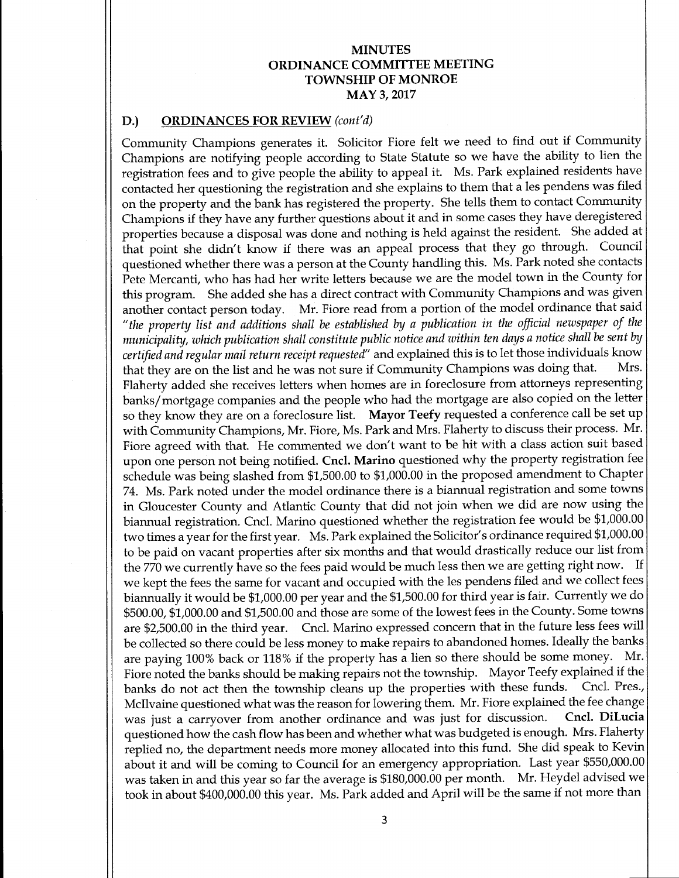**MINUTES**
**ORDINANCE COMMITTEE MEETING**
**TOWNSHIP OF MONROE**
**MAY 3, 2017**

## D.) ORDINANCES FOR REVIEW *(cont'd)*

Community Champions generates it. Solicitor Fiore felt we need to find out if Community Champions are notifying people according to State Statute so we have the ability to lien the registration fees and to give people the ability to appeal it. Ms. Park explained residents have contacted her questioning the registration and she explains to them that a les pendens was filed on the property and the bank has registered the property. She tells them to contact Community Champions if they have any further questions about it and in some cases they have deregistered properties because a disposal was done and nothing is held against the resident. She added at that point she didn't know if there was an appeal process that they go through. Council questioned whether there was a person at the County handling this. Ms. Park noted she contacts Pete Mercanti, who has had her write letters because we are the model town in the County for this program. She added she has a direct contract with Community Champions and was given another contact person today. Mr. Fiore read from a portion of the model ordinance that said *"the property list and additions shall be established by a publication in the official newspaper of the municipality, which publication shall constitute public notice and within ten days a notice shall be sent by certified and regular mail return receipt requested"* and explained this is to let those individuals know that they are on the list and he was not sure if Community Champions was doing that. Mrs. Flaherty added she receives letters when homes are in foreclosure from attorneys representing banks/mortgage companies and the people who had the mortgage are also copied on the letter so they know they are on a foreclosure list. **Mayor Teefy** requested a conference call be set up with Community Champions, Mr. Fiore, Ms. Park and Mrs. Flaherty to discuss their process. Mr. Fiore agreed with that. He commented we don't want to be hit with a class action suit based upon one person not being notified. **Cncl. Marino** questioned why the property registration fee schedule was being slashed from $1,500.00 to $1,000.00 in the proposed amendment to Chapter 74. Ms. Park noted under the model ordinance there is a biannual registration and some towns in Gloucester County and Atlantic County that did not join when we did are now using the biannual registration. Cncl. Marino questioned whether the registration fee would be $1,000.00 two times a year for the first year. Ms. Park explained the Solicitor's ordinance required $1,000.00 to be paid on vacant properties after six months and that would drastically reduce our list from the 770 we currently have so the fees paid would be much less then we are getting right now. If we kept the fees the same for vacant and occupied with the les pendens filed and we collect fees biannually it would be $1,000.00 per year and the $1,500.00 for third year is fair. Currently we do $500.00, $1,000.00 and $1,500.00 and those are some of the lowest fees in the County. Some towns are $2,500.00 in the third year. Cncl. Marino expressed concern that in the future less fees will be collected so there could be less money to make repairs to abandoned homes. Ideally the banks are paying 100% back or 118% if the property has a lien so there should be some money. Mr. Fiore noted the banks should be making repairs not the township. Mayor Teefy explained if the banks do not act then the township cleans up the properties with these funds. Cncl. Pres., McIlvaine questioned what was the reason for lowering them. Mr. Fiore explained the fee change was just a carryover from another ordinance and was just for discussion. **Cncl. DiLucia** questioned how the cash flow has been and whether what was budgeted is enough. Mrs. Flaherty replied no, the department needs more money allocated into this fund. She did speak to Kevin about it and will be coming to Council for an emergency appropriation. Last year $550,000.00 was taken in and this year so far the average is $180,000.00 per month. Mr. Heydel advised we took in about $400,000.00 this year. Ms. Park added and April will be the same if not more than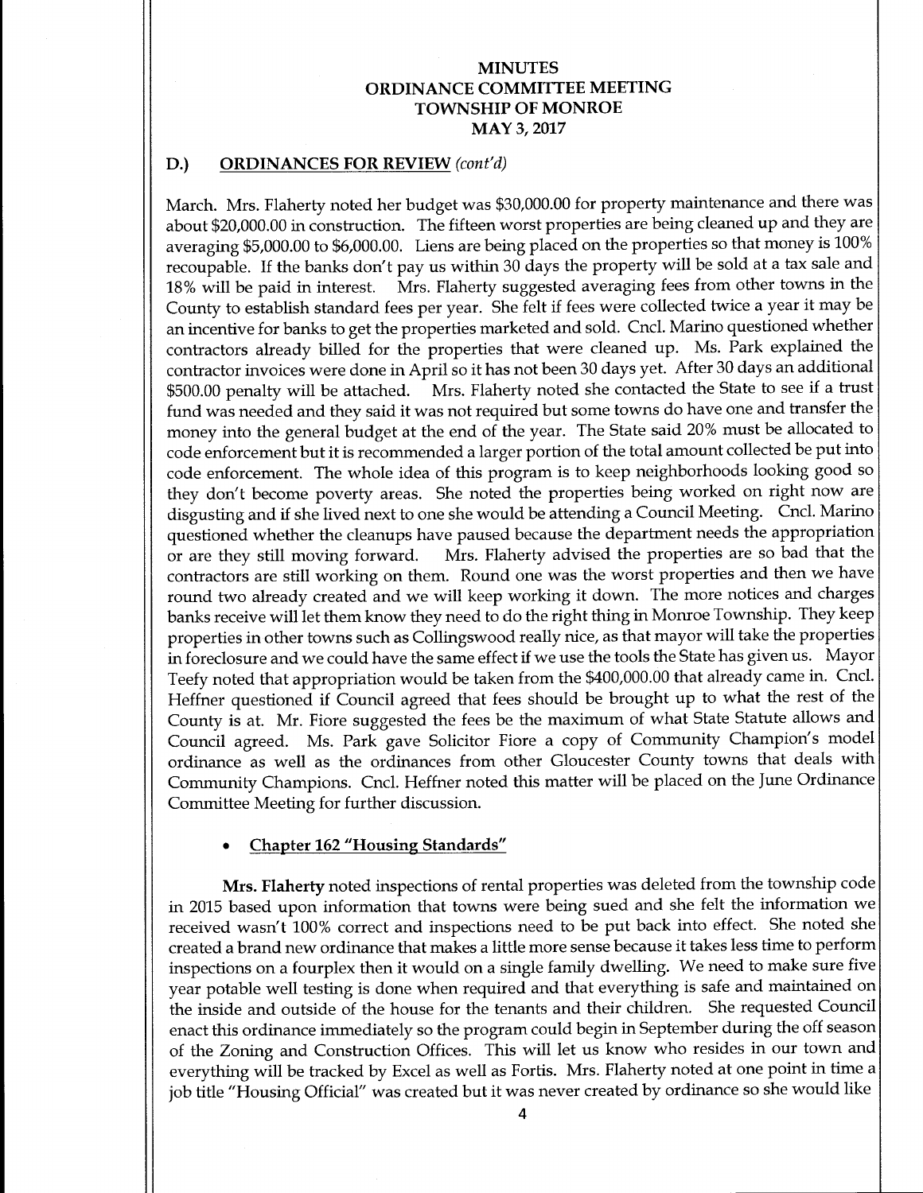## D.) ORDINANCES FOR REVIEW *(cont'd)*

March. Mrs. Flaherty noted her budget was $30,000.00 for property maintenance and there was about $20,000.00 in construction. The fifteen worst properties are being cleaned up and they are averaging $5,000.00 to $6,000.00. Liens are being placed on the properties so that money is 100% recoupable. If the banks don't pay us within 30 days the property will be sold at a tax sale and 18% will be paid in interest. Mrs. Flaherty suggested averaging fees from other towns in the County to establish standard fees per year. She felt if fees were collected twice a year it may be an incentive for banks to get the properties marketed and sold. Cncl. Marino questioned whether contractors already billed for the properties that were cleaned up. Ms. Park explained the contractor invoices were done in April so it has not been 30 days yet. After 30 days an additional $500.00 penalty will be attached. Mrs. Flaherty noted she contacted the State to see if a trust fund was needed and they said it was not required but some towns do have one and transfer the money into the general budget at the end of the year. The State said 20% must be allocated to code enforcement but it is recommended a larger portion of the total amount collected be put into code enforcement. The whole idea of this program is to keep neighborhoods looking good so they don't become poverty areas. She noted the properties being worked on right now are disgusting and if she lived next to one she would be attending a Council Meeting. Cncl. Marino questioned whether the cleanups have paused because the department needs the appropriation or are they still moving forward. Mrs. Flaherty advised the properties are so bad that the contractors are still working on them. Round one was the worst properties and then we have round two already created and we will keep working it down. The more notices and charges banks receive will let them know they need to do the right thing in Monroe Township. They keep properties in other towns such as Collingswood really nice, as that mayor will take the properties in foreclosure and we could have the same effect if we use the tools the State has given us. Mayor Teefy noted that appropriation would be taken from the $400,000.00 that already came in. Cncl. Heffner questioned if Council agreed that fees should be brought up to what the rest of the County is at. Mr. Fiore suggested the fees be the maximum of what State Statute allows and Council agreed. Ms. Park gave Solicitor Fiore a copy of Community Champion's model ordinance as well as the ordinances from other Gloucester County towns that deals with Community Champions. Cncl. Heffner noted this matter will be placed on the June Ordinance Committee Meeting for further discussion.

- **Chapter 162 "Housing Standards"**

**Mrs. Flaherty** noted inspections of rental properties was deleted from the township code in 2015 based upon information that towns were being sued and she felt the information we received wasn't 100% correct and inspections need to be put back into effect. She noted she created a brand new ordinance that makes a little more sense because it takes less time to perform inspections on a fourplex then it would on a single family dwelling. We need to make sure five year potable well testing is done when required and that everything is safe and maintained on the inside and outside of the house for the tenants and their children. She requested Council enact this ordinance immediately so the program could begin in September during the off season of the Zoning and Construction Offices. This will let us know who resides in our town and everything will be tracked by Excel as well as Fortis. Mrs. Flaherty noted at one point in time a job title "Housing Official" was created but it was never created by ordinance so she would like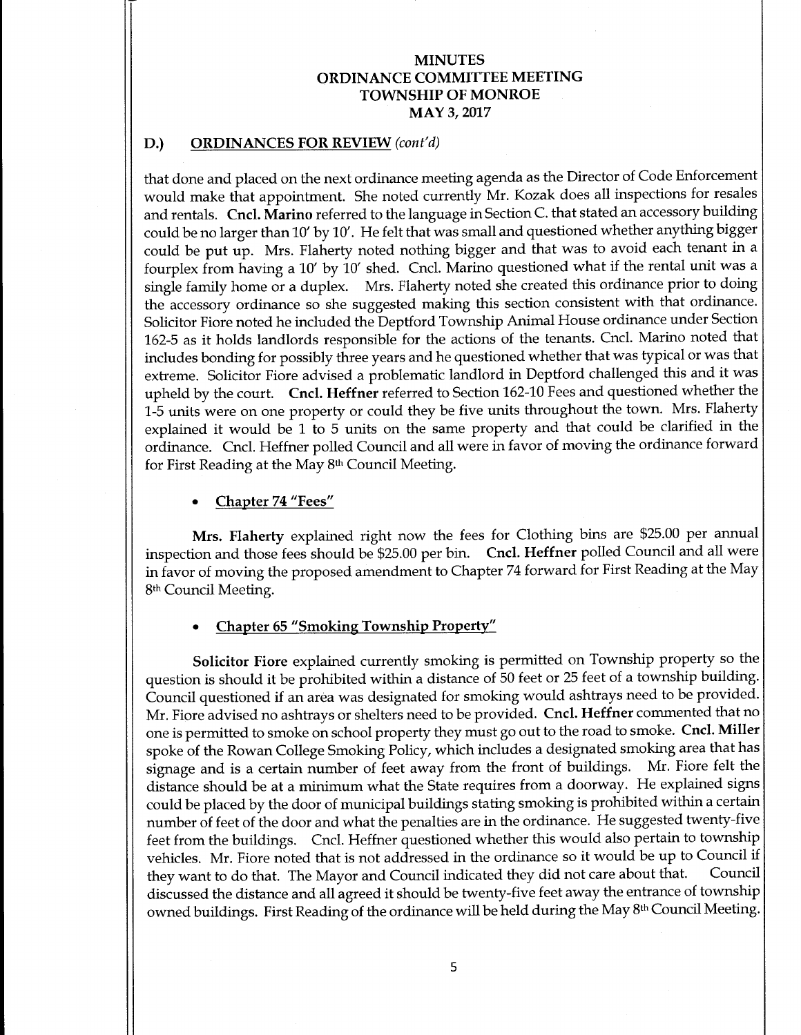MINUTES
ORDINANCE COMMITTEE MEETING
TOWNSHIP OF MONROE
MAY 3, 2017

## D.) ORDINANCES FOR REVIEW *(cont'd)*

that done and placed on the next ordinance meeting agenda as the Director of Code Enforcement would make that appointment. She noted currently Mr. Kozak does all inspections for resales and rentals. **Cncl. Marino** referred to the language in Section C. that stated an accessory building could be no larger than 10' by 10'. He felt that was small and questioned whether anything bigger could be put up. Mrs. Flaherty noted nothing bigger and that was to avoid each tenant in a fourplex from having a 10' by 10' shed. Cncl. Marino questioned what if the rental unit was a single family home or a duplex. Mrs. Flaherty noted she created this ordinance prior to doing the accessory ordinance so she suggested making this section consistent with that ordinance. Solicitor Fiore noted he included the Deptford Township Animal House ordinance under Section 162-5 as it holds landlords responsible for the actions of the tenants. Cncl. Marino noted that includes bonding for possibly three years and he questioned whether that was typical or was that extreme. Solicitor Fiore advised a problematic landlord in Deptford challenged this and it was upheld by the court. **Cncl. Heffner** referred to Section 162-10 Fees and questioned whether the 1-5 units were on one property or could they be five units throughout the town. Mrs. Flaherty explained it would be 1 to 5 units on the same property and that could be clarified in the ordinance. Cncl. Heffner polled Council and all were in favor of moving the ordinance forward for First Reading at the May 8th Council Meeting.

- **Chapter 74 "Fees"**

**Mrs. Flaherty** explained right now the fees for Clothing bins are $25.00 per annual inspection and those fees should be $25.00 per bin. **Cncl. Heffner** polled Council and all were in favor of moving the proposed amendment to Chapter 74 forward for First Reading at the May 8th Council Meeting.

- **Chapter 65 "Smoking Township Property"**

**Solicitor Fiore** explained currently smoking is permitted on Township property so the question is should it be prohibited within a distance of 50 feet or 25 feet of a township building. Council questioned if an area was designated for smoking would ashtrays need to be provided. Mr. Fiore advised no ashtrays or shelters need to be provided. **Cncl. Heffner** commented that no one is permitted to smoke on school property they must go out to the road to smoke. **Cncl. Miller** spoke of the Rowan College Smoking Policy, which includes a designated smoking area that has signage and is a certain number of feet away from the front of buildings. Mr. Fiore felt the distance should be at a minimum what the State requires from a doorway. He explained signs could be placed by the door of municipal buildings stating smoking is prohibited within a certain number of feet of the door and what the penalties are in the ordinance. He suggested twenty-five feet from the buildings. Cncl. Heffner questioned whether this would also pertain to township vehicles. Mr. Fiore noted that is not addressed in the ordinance so it would be up to Council if they want to do that. The Mayor and Council indicated they did not care about that. Council discussed the distance and all agreed it should be twenty-five feet away the entrance of township owned buildings. First Reading of the ordinance will be held during the May 8th Council Meeting.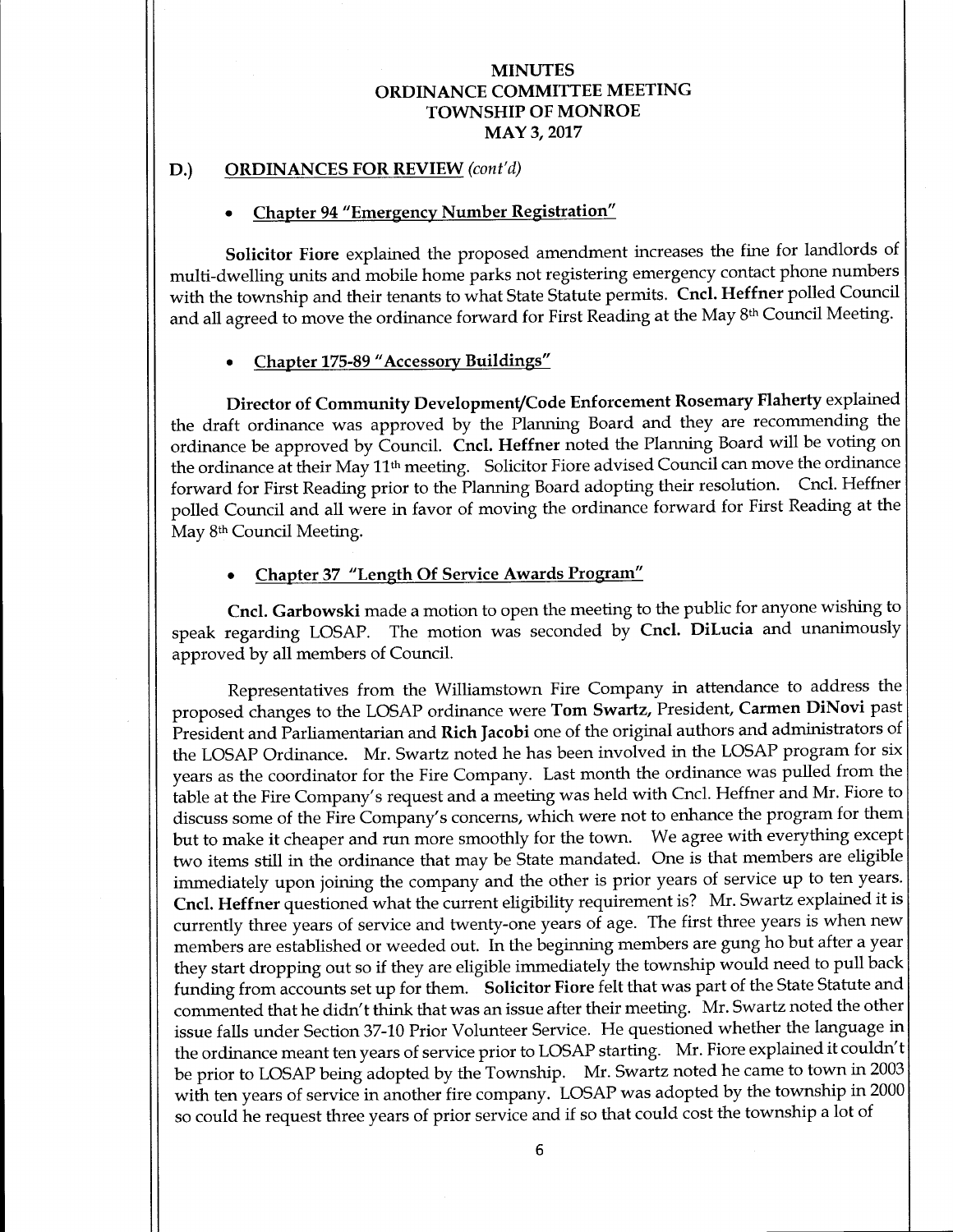**MINUTES**
**ORDINANCE COMMITTEE MEETING**
**TOWNSHIP OF MONROE**
**MAY 3, 2017**

## D.) ORDINANCES FOR REVIEW *(cont'd)*

- **Chapter 94 "Emergency Number Registration"**

**Solicitor Fiore** explained the proposed amendment increases the fine for landlords of multi-dwelling units and mobile home parks not registering emergency contact phone numbers with the township and their tenants to what State Statute permits. **Cncl. Heffner** polled Council and all agreed to move the ordinance forward for First Reading at the May 8th Council Meeting.

- **Chapter 175-89 "Accessory Buildings"**

**Director of Community Development/Code Enforcement Rosemary Flaherty** explained the draft ordinance was approved by the Planning Board and they are recommending the ordinance be approved by Council. **Cncl. Heffner** noted the Planning Board will be voting on the ordinance at their May 11th meeting. Solicitor Fiore advised Council can move the ordinance forward for First Reading prior to the Planning Board adopting their resolution. Cncl. Heffner polled Council and all were in favor of moving the ordinance forward for First Reading at the May 8th Council Meeting.

- **Chapter 37 "Length Of Service Awards Program"**

**Cncl. Garbowski** made a motion to open the meeting to the public for anyone wishing to speak regarding LOSAP. The motion was seconded by **Cncl. DiLucia** and unanimously approved by all members of Council.

Representatives from the Williamstown Fire Company in attendance to address the proposed changes to the LOSAP ordinance were **Tom Swartz,** President, **Carmen DiNovi** past President and Parliamentarian and **Rich Jacobi** one of the original authors and administrators of the LOSAP Ordinance. Mr. Swartz noted he has been involved in the LOSAP program for six years as the coordinator for the Fire Company. Last month the ordinance was pulled from the table at the Fire Company's request and a meeting was held with Cncl. Heffner and Mr. Fiore to discuss some of the Fire Company's concerns, which were not to enhance the program for them but to make it cheaper and run more smoothly for the town. We agree with everything except two items still in the ordinance that may be State mandated. One is that members are eligible immediately upon joining the company and the other is prior years of service up to ten years. **Cncl. Heffner** questioned what the current eligibility requirement is? Mr. Swartz explained it is currently three years of service and twenty-one years of age. The first three years is when new members are established or weeded out. In the beginning members are gung ho but after a year they start dropping out so if they are eligible immediately the township would need to pull back funding from accounts set up for them. **Solicitor Fiore** felt that was part of the State Statute and commented that he didn't think that was an issue after their meeting. Mr. Swartz noted the other issue falls under Section 37-10 Prior Volunteer Service. He questioned whether the language in the ordinance meant ten years of service prior to LOSAP starting. Mr. Fiore explained it couldn't be prior to LOSAP being adopted by the Township. Mr. Swartz noted he came to town in 2003 with ten years of service in another fire company. LOSAP was adopted by the township in 2000 so could he request three years of prior service and if so that could cost the township a lot of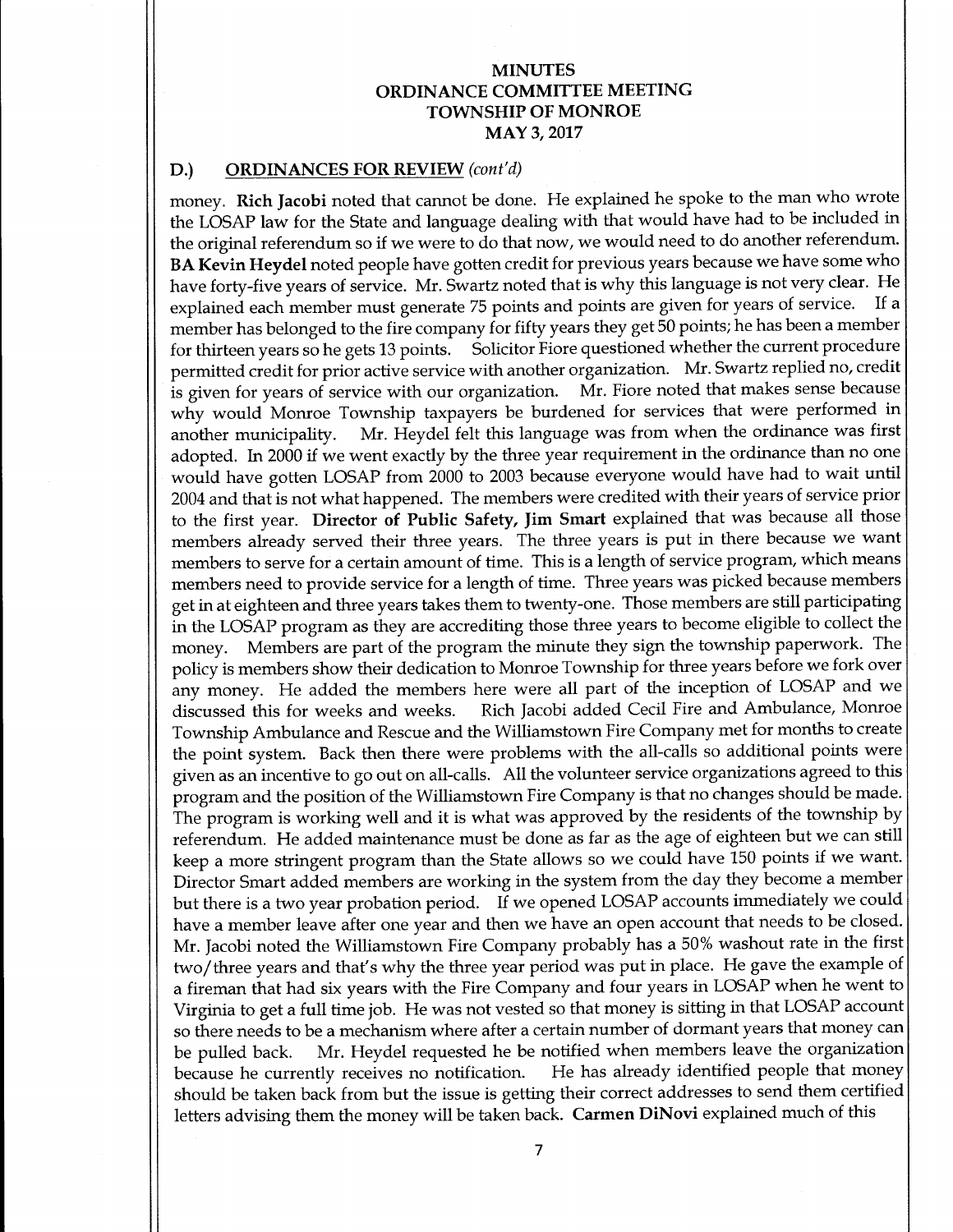**MINUTES**
**ORDINANCE COMMITTEE MEETING**
**TOWNSHIP OF MONROE**
**MAY 3, 2017**

## D.) ORDINANCES FOR REVIEW *(cont'd)*

money. **Rich Jacobi** noted that cannot be done. He explained he spoke to the man who wrote the LOSAP law for the State and language dealing with that would have had to be included in the original referendum so if we were to do that now, we would need to do another referendum. **BA Kevin Heydel** noted people have gotten credit for previous years because we have some who have forty-five years of service. Mr. Swartz noted that is why this language is not very clear. He explained each member must generate 75 points and points are given for years of service. If a member has belonged to the fire company for fifty years they get 50 points; he has been a member for thirteen years so he gets 13 points. Solicitor Fiore questioned whether the current procedure permitted credit for prior active service with another organization. Mr. Swartz replied no, credit is given for years of service with our organization. Mr. Fiore noted that makes sense because why would Monroe Township taxpayers be burdened for services that were performed in another municipality. Mr. Heydel felt this language was from when the ordinance was first adopted. In 2000 if we went exactly by the three year requirement in the ordinance than no one would have gotten LOSAP from 2000 to 2003 because everyone would have had to wait until 2004 and that is not what happened. The members were credited with their years of service prior to the first year. **Director of Public Safety, Jim Smart** explained that was because all those members already served their three years. The three years is put in there because we want members to serve for a certain amount of time. This is a length of service program, which means members need to provide service for a length of time. Three years was picked because members get in at eighteen and three years takes them to twenty-one. Those members are still participating in the LOSAP program as they are accrediting those three years to become eligible to collect the money. Members are part of the program the minute they sign the township paperwork. The policy is members show their dedication to Monroe Township for three years before we fork over any money. He added the members here were all part of the inception of LOSAP and we discussed this for weeks and weeks. Rich Jacobi added Cecil Fire and Ambulance, Monroe Township Ambulance and Rescue and the Williamstown Fire Company met for months to create the point system. Back then there were problems with the all-calls so additional points were given as an incentive to go out on all-calls. All the volunteer service organizations agreed to this program and the position of the Williamstown Fire Company is that no changes should be made. The program is working well and it is what was approved by the residents of the township by referendum. He added maintenance must be done as far as the age of eighteen but we can still keep a more stringent program than the State allows so we could have 150 points if we want. Director Smart added members are working in the system from the day they become a member but there is a two year probation period. If we opened LOSAP accounts immediately we could have a member leave after one year and then we have an open account that needs to be closed. Mr. Jacobi noted the Williamstown Fire Company probably has a 50% washout rate in the first two/three years and that's why the three year period was put in place. He gave the example of a fireman that had six years with the Fire Company and four years in LOSAP when he went to Virginia to get a full time job. He was not vested so that money is sitting in that LOSAP account so there needs to be a mechanism where after a certain number of dormant years that money can be pulled back. Mr. Heydel requested he be notified when members leave the organization because he currently receives no notification. He has already identified people that money should be taken back from but the issue is getting their correct addresses to send them certified letters advising them the money will be taken back. **Carmen DiNovi** explained much of this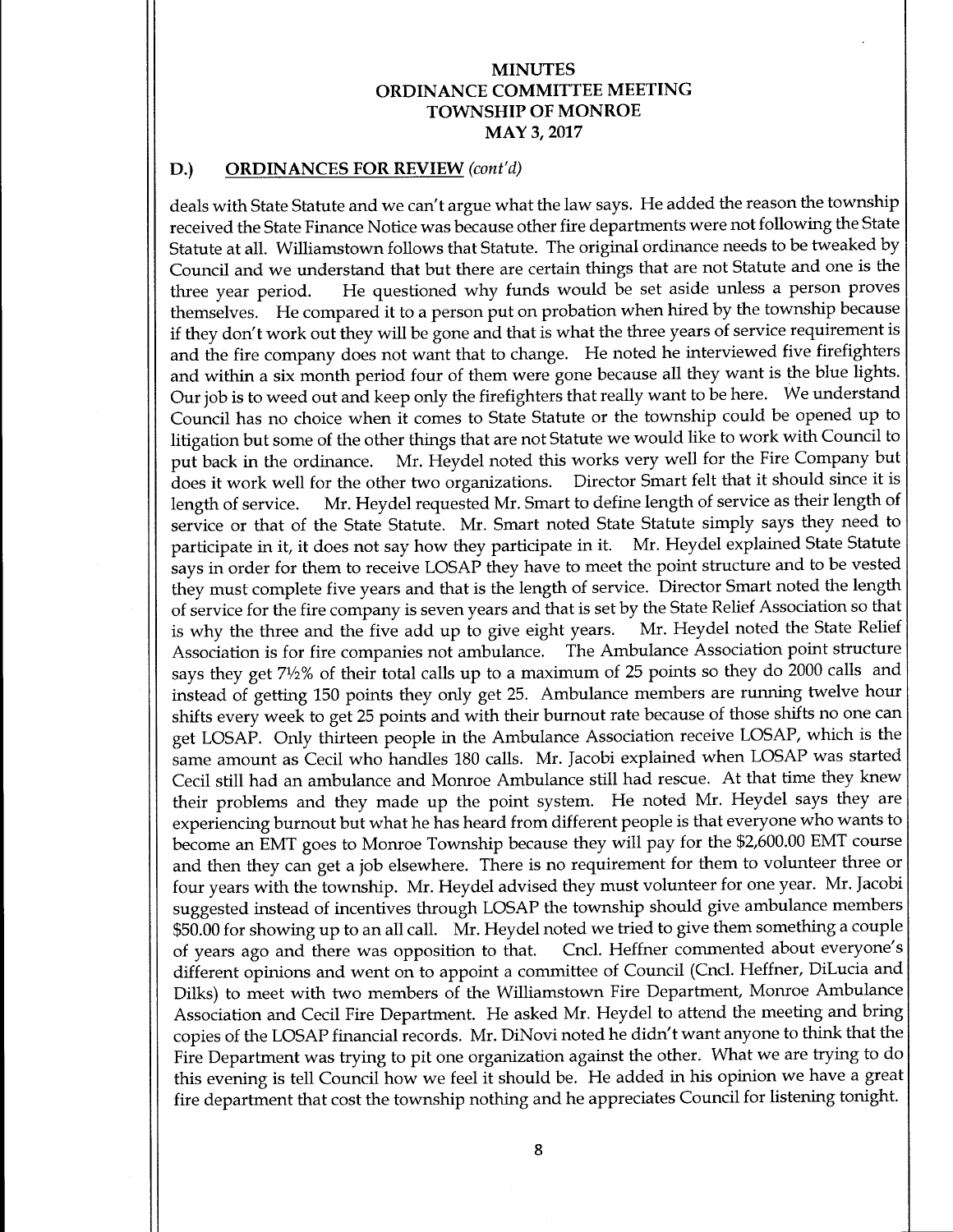## D.) ORDINANCES FOR REVIEW *(cont'd)*

deals with State Statute and we can't argue what the law says. He added the reason the township received the State Finance Notice was because other fire departments were not following the State Statute at all. Williamstown follows that Statute. The original ordinance needs to be tweaked by Council and we understand that but there are certain things that are not Statute and one is the three year period. He questioned why funds would be set aside unless a person proves themselves. He compared it to a person put on probation when hired by the township because if they don't work out they will be gone and that is what the three years of service requirement is and the fire company does not want that to change. He noted he interviewed five firefighters and within a six month period four of them were gone because all they want is the blue lights. Our job is to weed out and keep only the firefighters that really want to be here. We understand Council has no choice when it comes to State Statute or the township could be opened up to litigation but some of the other things that are not Statute we would like to work with Council to put back in the ordinance. Mr. Heydel noted this works very well for the Fire Company but does it work well for the other two organizations. Director Smart felt that it should since it is length of service. Mr. Heydel requested Mr. Smart to define length of service as their length of service or that of the State Statute. Mr. Smart noted State Statute simply says they need to participate in it, it does not say how they participate in it. Mr. Heydel explained State Statute says in order for them to receive LOSAP they have to meet the point structure and to be vested they must complete five years and that is the length of service. Director Smart noted the length of service for the fire company is seven years and that is set by the State Relief Association so that is why the three and the five add up to give eight years. Mr. Heydel noted the State Relief Association is for fire companies not ambulance. The Ambulance Association point structure says they get 7½% of their total calls up to a maximum of 25 points so they do 2000 calls and instead of getting 150 points they only get 25. Ambulance members are running twelve hour shifts every week to get 25 points and with their burnout rate because of those shifts no one can get LOSAP. Only thirteen people in the Ambulance Association receive LOSAP, which is the same amount as Cecil who handles 180 calls. Mr. Jacobi explained when LOSAP was started Cecil still had an ambulance and Monroe Ambulance still had rescue. At that time they knew their problems and they made up the point system. He noted Mr. Heydel says they are experiencing burnout but what he has heard from different people is that everyone who wants to become an EMT goes to Monroe Township because they will pay for the $2,600.00 EMT course and then they can get a job elsewhere. There is no requirement for them to volunteer three or four years with the township. Mr. Heydel advised they must volunteer for one year. Mr. Jacobi suggested instead of incentives through LOSAP the township should give ambulance members $50.00 for showing up to an all call. Mr. Heydel noted we tried to give them something a couple of years ago and there was opposition to that. Cncl. Heffner commented about everyone's different opinions and went on to appoint a committee of Council (Cncl. Heffner, DiLucia and Dilks) to meet with two members of the Williamstown Fire Department, Monroe Ambulance Association and Cecil Fire Department. He asked Mr. Heydel to attend the meeting and bring copies of the LOSAP financial records. Mr. DiNovi noted he didn't want anyone to think that the Fire Department was trying to pit one organization against the other. What we are trying to do this evening is tell Council how we feel it should be. He added in his opinion we have a great fire department that cost the township nothing and he appreciates Council for listening tonight.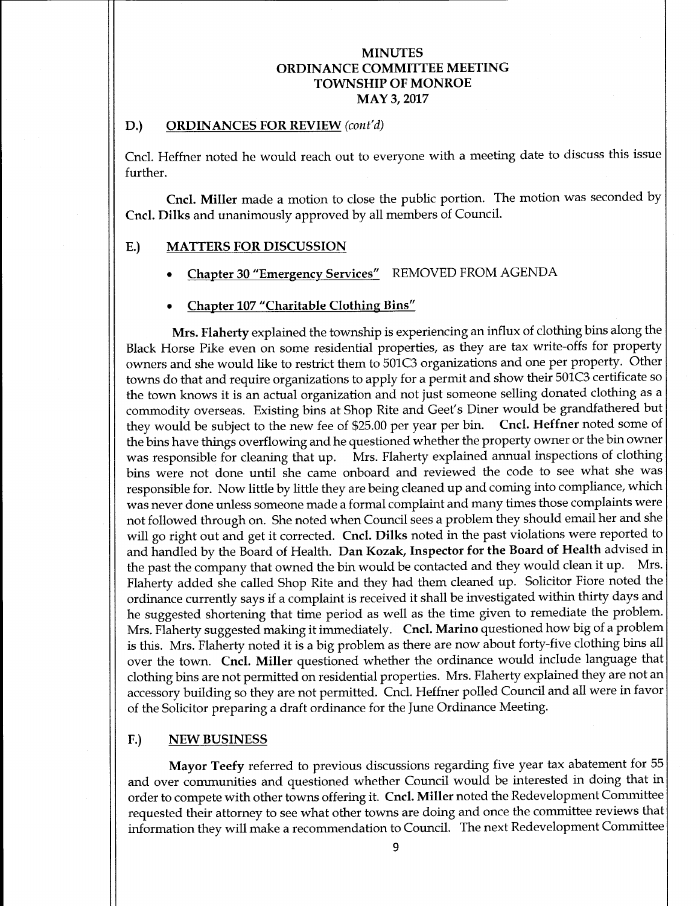**MINUTES**
**ORDINANCE COMMITTEE MEETING**
**TOWNSHIP OF MONROE**
**MAY 3, 2017**

## D.) ORDINANCES FOR REVIEW *(cont'd)*

Cncl. Heffner noted he would reach out to everyone with a meeting date to discuss this issue further.

**Cncl. Miller** made a motion to close the public portion. The motion was seconded by **Cncl. Dilks** and unanimously approved by all members of Council.

## E.) MATTERS FOR DISCUSSION

- **Chapter 30 "Emergency Services"** REMOVED FROM AGENDA

- **Chapter 107 "Charitable Clothing Bins"**

**Mrs. Flaherty** explained the township is experiencing an influx of clothing bins along the Black Horse Pike even on some residential properties, as they are tax write-offs for property owners and she would like to restrict them to 501C3 organizations and one per property. Other towns do that and require organizations to apply for a permit and show their 501C3 certificate so the town knows it is an actual organization and not just someone selling donated clothing as a commodity overseas. Existing bins at Shop Rite and Geet's Diner would be grandfathered but they would be subject to the new fee of $25.00 per year per bin. **Cncl. Heffner** noted some of the bins have things overflowing and he questioned whether the property owner or the bin owner was responsible for cleaning that up. Mrs. Flaherty explained annual inspections of clothing bins were not done until she came onboard and reviewed the code to see what she was responsible for. Now little by little they are being cleaned up and coming into compliance, which was never done unless someone made a formal complaint and many times those complaints were not followed through on. She noted when Council sees a problem they should email her and she will go right out and get it corrected. **Cncl. Dilks** noted in the past violations were reported to and handled by the Board of Health. **Dan Kozak, Inspector for the Board of Health** advised in the past the company that owned the bin would be contacted and they would clean it up. Mrs. Flaherty added she called Shop Rite and they had them cleaned up. Solicitor Fiore noted the ordinance currently says if a complaint is received it shall be investigated within thirty days and he suggested shortening that time period as well as the time given to remediate the problem. Mrs. Flaherty suggested making it immediately. **Cncl. Marino** questioned how big of a problem is this. Mrs. Flaherty noted it is a big problem as there are now about forty-five clothing bins all over the town. **Cncl. Miller** questioned whether the ordinance would include language that clothing bins are not permitted on residential properties. Mrs. Flaherty explained they are not an accessory building so they are not permitted. Cncl. Heffner polled Council and all were in favor of the Solicitor preparing a draft ordinance for the June Ordinance Meeting.

## F.) NEW BUSINESS

**Mayor Teefy** referred to previous discussions regarding five year tax abatement for 55 and over communities and questioned whether Council would be interested in doing that in order to compete with other towns offering it. **Cncl. Miller** noted the Redevelopment Committee requested their attorney to see what other towns are doing and once the committee reviews that information they will make a recommendation to Council. The next Redevelopment Committee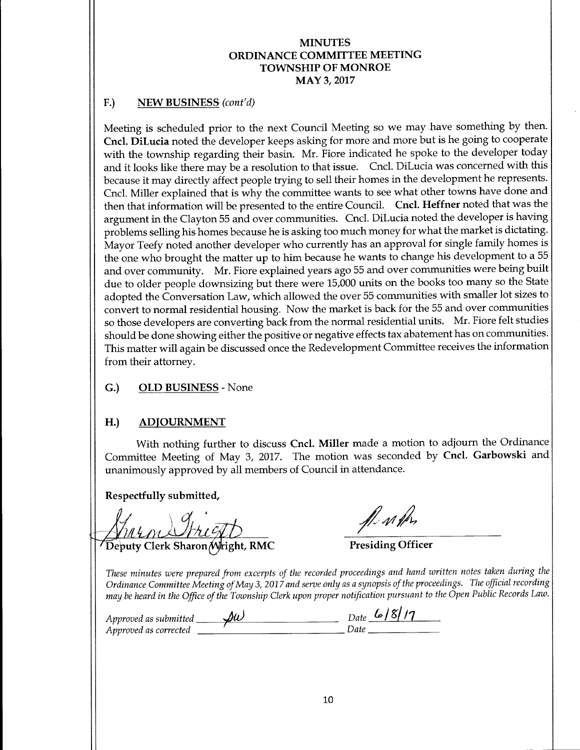# MINUTES
# ORDINANCE COMMITTEE MEETING
# TOWNSHIP OF MONROE
# MAY 3, 2017

## F.) NEW BUSINESS *(cont'd)*

Meeting is scheduled prior to the next Council Meeting so we may have something by then. **Cncl. DiLucia** noted the developer keeps asking for more and more but is he going to cooperate with the township regarding their basin. Mr. Fiore indicated he spoke to the developer today and it looks like there may be a resolution to that issue. Cncl. DiLucia was concerned with this because it may directly affect people trying to sell their homes in the development he represents. Cncl. Miller explained that is why the committee wants to see what other towns have done and then that information will be presented to the entire Council. **Cncl. Heffner** noted that was the argument in the Clayton 55 and over communities. Cncl. DiLucia noted the developer is having problems selling his homes because he is asking too much money for what the market is dictating. Mayor Teefy noted another developer who currently has an approval for single family homes is the one who brought the matter up to him because he wants to change his development to a 55 and over community. Mr. Fiore explained years ago 55 and over communities were being built due to older people downsizing but there were 15,000 units on the books too many so the State adopted the Conversation Law, which allowed the over 55 communities with smaller lot sizes to convert to normal residential housing. Now the market is back for the 55 and over communities so those developers are converting back from the normal residential units. Mr. Fiore felt studies should be done showing either the positive or negative effects tax abatement has on communities. This matter will again be discussed once the Redevelopment Committee receives the information from their attorney.

## G.) OLD BUSINESS - None

## H.) ADJOURNMENT

With nothing further to discuss **Cncl. Miller** made a motion to adjourn the Ordinance Committee Meeting of May 3, 2017. The motion was seconded by **Cncl. Garbowski** and unanimously approved by all members of Council in attendance.

**Respectfully submitted,**

**Deputy Clerk Sharon Wright, RMC** | **Presiding Officer**

*These minutes were prepared from excerpts of the recorded proceedings and hand written notes taken during the Ordinance Committee Meeting of May 3, 2017 and serve only as a synopsis of the proceedings. The official recording may be heard in the Office of the Township Clerk upon proper notification pursuant to the Open Public Records Law.*

*Approved as submitted* SW *Date* 6/8/17
*Approved as corrected* ____________ *Date* ____________